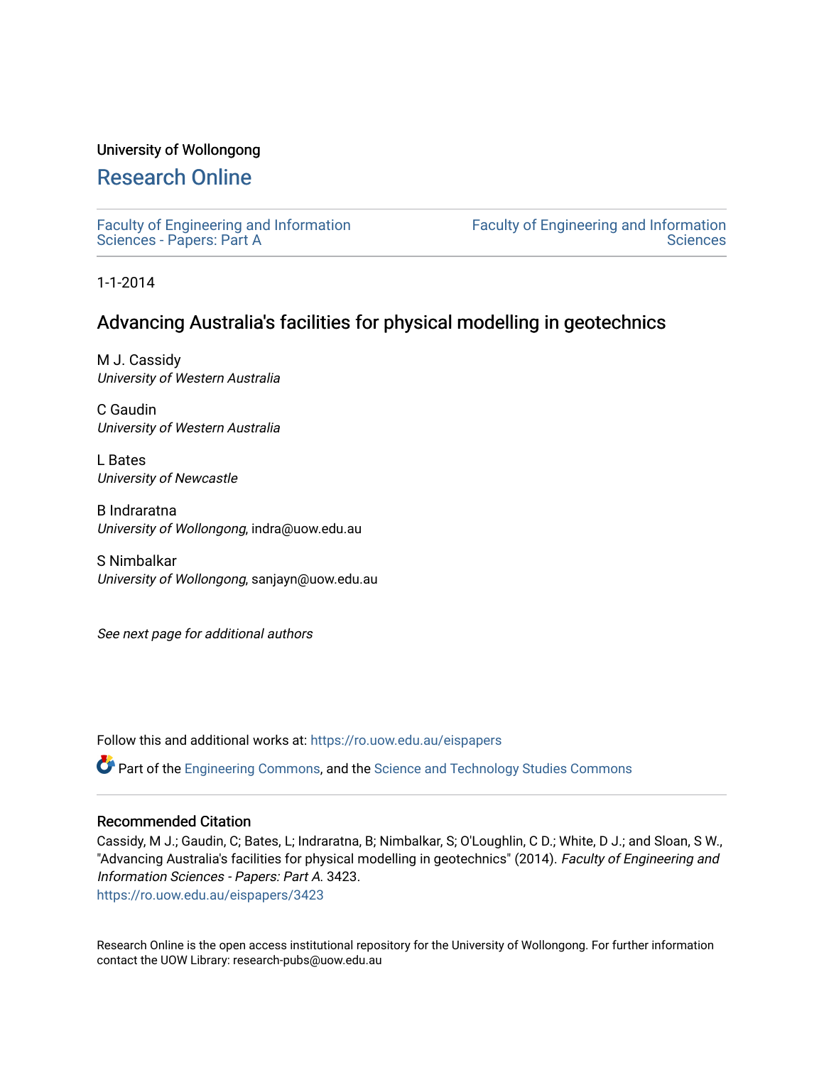University of Wollongong

# Research Online

Faculty of Engineering and Information Sciences - Papers: Part A

Faculty of Engineering and Information Sciences

1-1-2014

## Advancing Australia's facilities for physical modelling in geotechnics

M J. Cassidy
*University of Western Australia*

C Gaudin
*University of Western Australia*

L Bates
*University of Newcastle*

B Indraratna
*University of Wollongong*, indra@uow.edu.au

S Nimbalkar
*University of Wollongong*, sanjayn@uow.edu.au

*See next page for additional authors*

Follow this and additional works at: https://ro.uow.edu.au/eispapers

Part of the Engineering Commons, and the Science and Technology Studies Commons

### Recommended Citation

Cassidy, M J.; Gaudin, C; Bates, L; Indraratna, B; Nimbalkar, S; O'Loughlin, C D.; White, D J.; and Sloan, S W., "Advancing Australia's facilities for physical modelling in geotechnics" (2014). *Faculty of Engineering and Information Sciences - Papers: Part A*. 3423.
https://ro.uow.edu.au/eispapers/3423

Research Online is the open access institutional repository for the University of Wollongong. For further information contact the UOW Library: research-pubs@uow.edu.au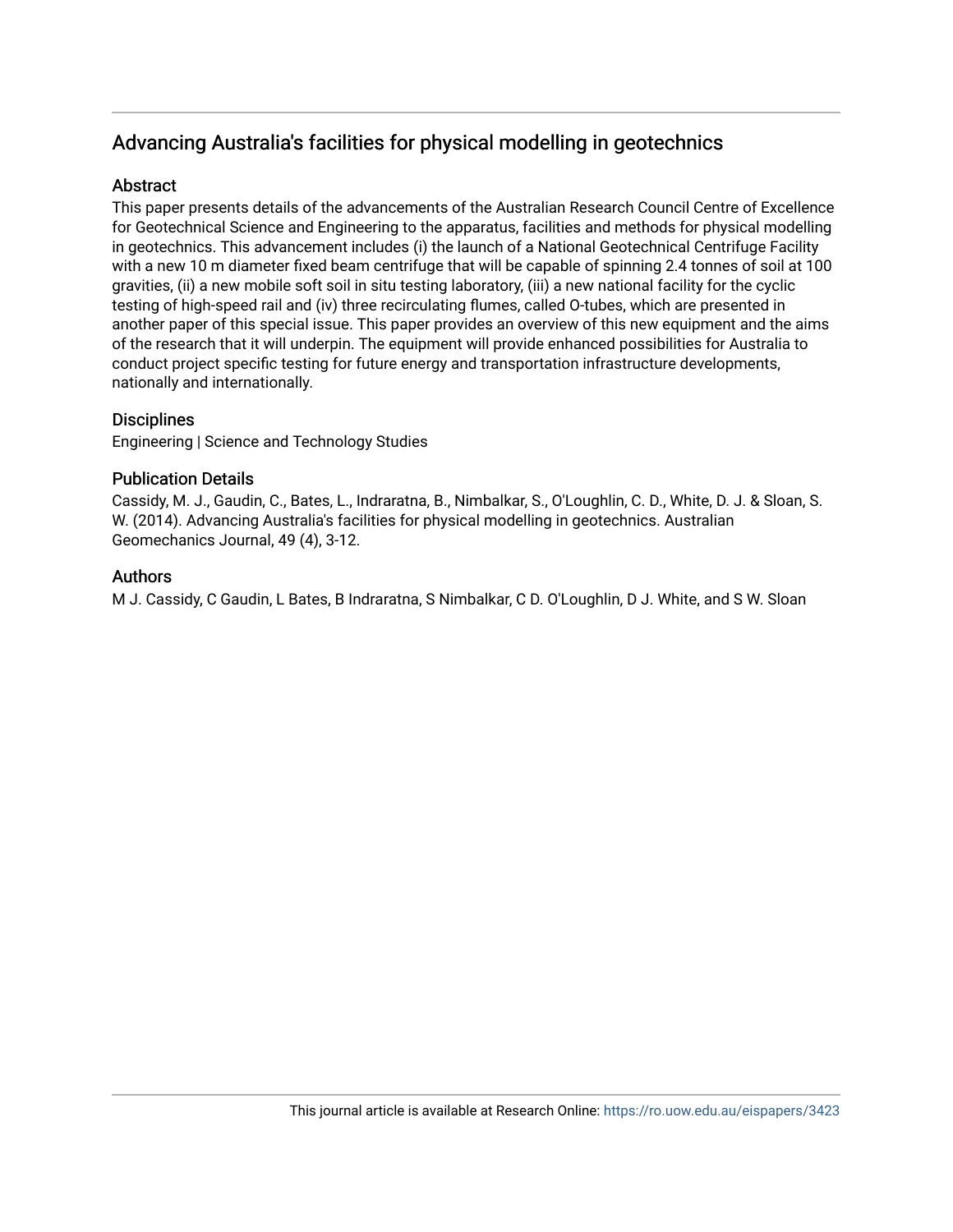# Advancing Australia's facilities for physical modelling in geotechnics

## Abstract

This paper presents details of the advancements of the Australian Research Council Centre of Excellence for Geotechnical Science and Engineering to the apparatus, facilities and methods for physical modelling in geotechnics. This advancement includes (i) the launch of a National Geotechnical Centrifuge Facility with a new 10 m diameter fixed beam centrifuge that will be capable of spinning 2.4 tonnes of soil at 100 gravities, (ii) a new mobile soft soil in situ testing laboratory, (iii) a new national facility for the cyclic testing of high-speed rail and (iv) three recirculating flumes, called O-tubes, which are presented in another paper of this special issue. This paper provides an overview of this new equipment and the aims of the research that it will underpin. The equipment will provide enhanced possibilities for Australia to conduct project specific testing for future energy and transportation infrastructure developments, nationally and internationally.

## Disciplines

Engineering | Science and Technology Studies

## Publication Details

Cassidy, M. J., Gaudin, C., Bates, L., Indraratna, B., Nimbalkar, S., O'Loughlin, C. D., White, D. J. & Sloan, S. W. (2014). Advancing Australia's facilities for physical modelling in geotechnics. Australian Geomechanics Journal, 49 (4), 3-12.

## Authors

M J. Cassidy, C Gaudin, L Bates, B Indraratna, S Nimbalkar, C D. O'Loughlin, D J. White, and S W. Sloan

This journal article is available at Research Online: https://ro.uow.edu.au/eispapers/3423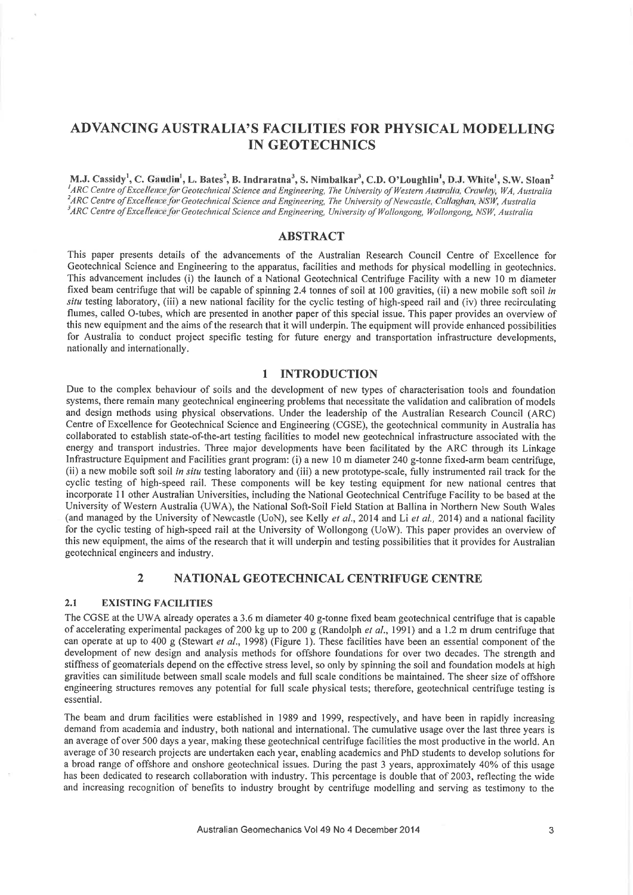# ADVANCING AUSTRALIA'S FACILITIES FOR PHYSICAL MODELLING IN GEOTECHNICS

M.J. Cassidy[1], C. Gaudin[1], L. Bates[2], B. Indraratna[3], S. Nimbalkar[3], C.D. O'Loughlin[1], D.J. White[1], S.W. Sloan[2]

[1]*ARC Centre of Excellence for Geotechnical Science and Engineering, The University of Western Australia, Crawley, WA, Australia*
[2]*ARC Centre of Excellence for Geotechnical Science and Engineering, The University of Newcastle, Callaghan, NSW, Australia*
[3]*ARC Centre of Excellence for Geotechnical Science and Engineering, University of Wollongong, Wollongong, NSW, Australia*

## ABSTRACT

This paper presents details of the advancements of the Australian Research Council Centre of Excellence for Geotechnical Science and Engineering to the apparatus, facilities and methods for physical modelling in geotechnics. This advancement includes (i) the launch of a National Geotechnical Centrifuge Facility with a new 10 m diameter fixed beam centrifuge that will be capable of spinning 2.4 tonnes of soil at 100 gravities, (ii) a new mobile soft soil *in situ* testing laboratory, (iii) a new national facility for the cyclic testing of high-speed rail and (iv) three recirculating flumes, called O-tubes, which are presented in another paper of this special issue. This paper provides an overview of this new equipment and the aims of the research that it will underpin. The equipment will provide enhanced possibilities for Australia to conduct project specific testing for future energy and transportation infrastructure developments, nationally and internationally.

## 1 INTRODUCTION

Due to the complex behaviour of soils and the development of new types of characterisation tools and foundation systems, there remain many geotechnical engineering problems that necessitate the validation and calibration of models and design methods using physical observations. Under the leadership of the Australian Research Council (ARC) Centre of Excellence for Geotechnical Science and Engineering (CGSE), the geotechnical community in Australia has collaborated to establish state-of-the-art testing facilities to model new geotechnical infrastructure associated with the energy and transport industries. Three major developments have been facilitated by the ARC through its Linkage Infrastructure Equipment and Facilities grant program: (i) a new 10 m diameter 240 g-tonne fixed-arm beam centrifuge, (ii) a new mobile soft soil *in situ* testing laboratory and (iii) a new prototype-scale, fully instrumented rail track for the cyclic testing of high-speed rail. These components will be key testing equipment for new national centres that incorporate 11 other Australian Universities, including the National Geotechnical Centrifuge Facility to be based at the University of Western Australia (UWA), the National Soft-Soil Field Station at Ballina in Northern New South Wales (and managed by the University of Newcastle (UoN), see Kelly *et al.*, 2014 and Li *et al.*, 2014) and a national facility for the cyclic testing of high-speed rail at the University of Wollongong (UoW). This paper provides an overview of this new equipment, the aims of the research that it will underpin and testing possibilities that it provides for Australian geotechnical engineers and industry.

## 2 NATIONAL GEOTECHNICAL CENTRIFUGE CENTRE

### 2.1 EXISTING FACILITIES

The CGSE at the UWA already operates a 3.6 m diameter 40 g-tonne fixed beam geotechnical centrifuge that is capable of accelerating experimental packages of 200 kg up to 200 g (Randolph *et al.*, 1991) and a 1.2 m drum centrifuge that can operate at up to 400 g (Stewart *et al.*, 1998) (Figure 1). These facilities have been an essential component of the development of new design and analysis methods for offshore foundations for over two decades. The strength and stiffness of geomaterials depend on the effective stress level, so only by spinning the soil and foundation models at high gravities can similitude between small scale models and full scale conditions be maintained. The sheer size of offshore engineering structures removes any potential for full scale physical tests; therefore, geotechnical centrifuge testing is essential.

The beam and drum facilities were established in 1989 and 1999, respectively, and have been in rapidly increasing demand from academia and industry, both national and international. The cumulative usage over the last three years is an average of over 500 days a year, making these geotechnical centrifuge facilities the most productive in the world. An average of 30 research projects are undertaken each year, enabling academics and PhD students to develop solutions for a broad range of offshore and onshore geotechnical issues. During the past 3 years, approximately 40% of this usage has been dedicated to research collaboration with industry. This percentage is double that of 2003, reflecting the wide and increasing recognition of benefits to industry brought by centrifuge modelling and serving as testimony to the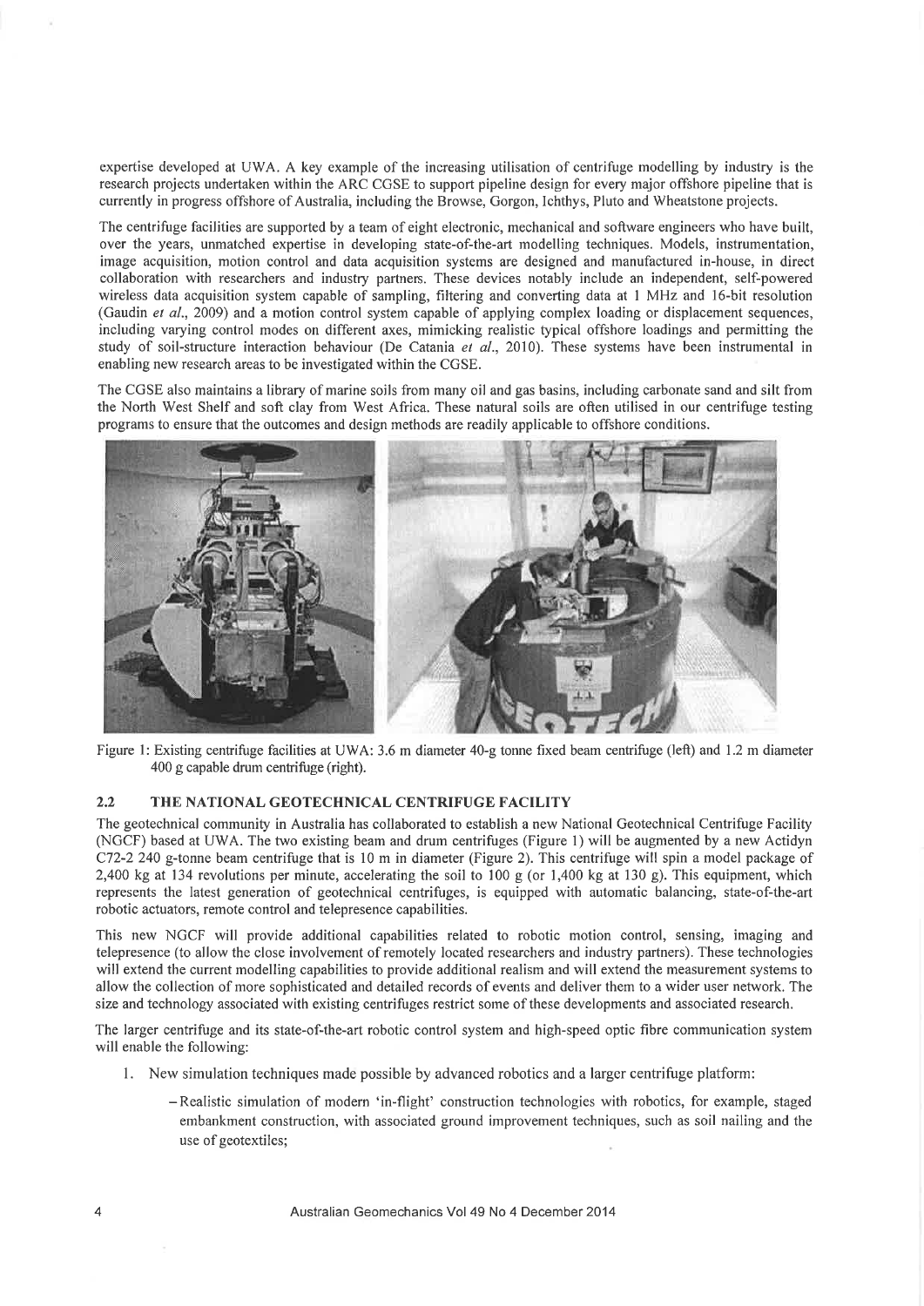expertise developed at UWA. A key example of the increasing utilisation of centrifuge modelling by industry is the research projects undertaken within the ARC CGSE to support pipeline design for every major offshore pipeline that is currently in progress offshore of Australia, including the Browse, Gorgon, Ichthys, Pluto and Wheatstone projects.

The centrifuge facilities are supported by a team of eight electronic, mechanical and software engineers who have built, over the years, unmatched expertise in developing state-of-the-art modelling techniques. Models, instrumentation, image acquisition, motion control and data acquisition systems are designed and manufactured in-house, in direct collaboration with researchers and industry partners. These devices notably include an independent, self-powered wireless data acquisition system capable of sampling, filtering and converting data at 1 MHz and 16-bit resolution (Gaudin *et al.*, 2009) and a motion control system capable of applying complex loading or displacement sequences, including varying control modes on different axes, mimicking realistic typical offshore loadings and permitting the study of soil-structure interaction behaviour (De Catania *et al.*, 2010). These systems have been instrumental in enabling new research areas to be investigated within the CGSE.

The CGSE also maintains a library of marine soils from many oil and gas basins, including carbonate sand and silt from the North West Shelf and soft clay from West Africa. These natural soils are often utilised in our centrifuge testing programs to ensure that the outcomes and design methods are readily applicable to offshore conditions.

Figure 1: Existing centrifuge facilities at UWA: 3.6 m diameter 40-g tonne fixed beam centrifuge (left) and 1.2 m diameter 400 g capable drum centrifuge (right).

### 2.2 THE NATIONAL GEOTECHNICAL CENTRIFUGE FACILITY

The geotechnical community in Australia has collaborated to establish a new National Geotechnical Centrifuge Facility (NGCF) based at UWA. The two existing beam and drum centrifuges (Figure 1) will be augmented by a new Actidyn C72-2 240 g-tonne beam centrifuge that is 10 m in diameter (Figure 2). This centrifuge will spin a model package of 2,400 kg at 134 revolutions per minute, accelerating the soil to 100 g (or 1,400 kg at 130 g). This equipment, which represents the latest generation of geotechnical centrifuges, is equipped with automatic balancing, state-of-the-art robotic actuators, remote control and telepresence capabilities.

This new NGCF will provide additional capabilities related to robotic motion control, sensing, imaging and telepresence (to allow the close involvement of remotely located researchers and industry partners). These technologies will extend the current modelling capabilities to provide additional realism and will extend the measurement systems to allow the collection of more sophisticated and detailed records of events and deliver them to a wider user network. The size and technology associated with existing centrifuges restrict some of these developments and associated research.

The larger centrifuge and its state-of-the-art robotic control system and high-speed optic fibre communication system will enable the following:

1. New simulation techniques made possible by advanced robotics and a larger centrifuge platform:
   - Realistic simulation of modern 'in-flight' construction technologies with robotics, for example, staged embankment construction, with associated ground improvement techniques, such as soil nailing and the use of geotextiles;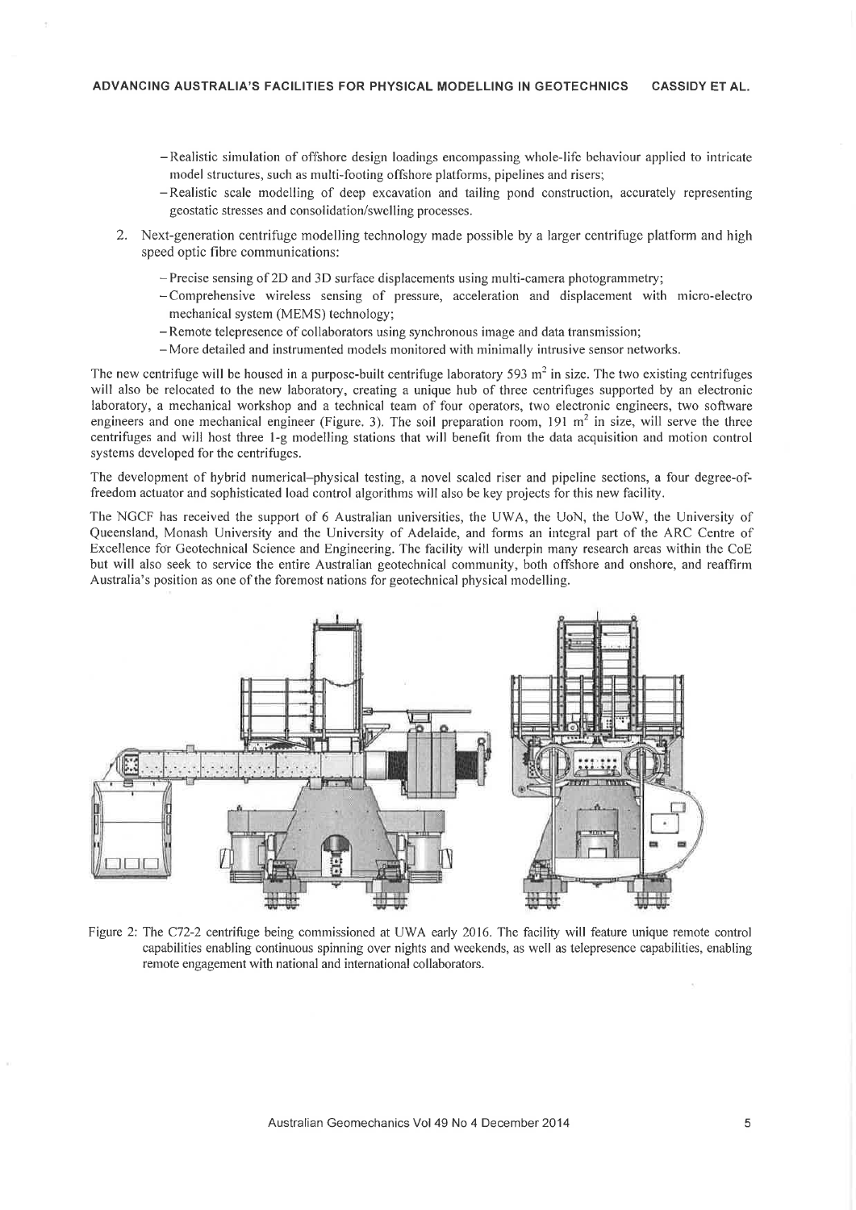- Realistic simulation of offshore design loadings encompassing whole-life behaviour applied to intricate model structures, such as multi-footing offshore platforms, pipelines and risers;
- Realistic scale modelling of deep excavation and tailing pond construction, accurately representing geostatic stresses and consolidation/swelling processes.

2. Next-generation centrifuge modelling technology made possible by a larger centrifuge platform and high speed optic fibre communications:
   - Precise sensing of 2D and 3D surface displacements using multi-camera photogrammetry;
   - Comprehensive wireless sensing of pressure, acceleration and displacement with micro-electro mechanical system (MEMS) technology;
   - Remote telepresence of collaborators using synchronous image and data transmission;
   - More detailed and instrumented models monitored with minimally intrusive sensor networks.

The new centrifuge will be housed in a purpose-built centrifuge laboratory 593 m$^2$ in size. The two existing centrifuges will also be relocated to the new laboratory, creating a unique hub of three centrifuges supported by an electronic laboratory, a mechanical workshop and a technical team of four operators, two electronic engineers, two software engineers and one mechanical engineer (Figure. 3). The soil preparation room, 191 m$^2$ in size, will serve the three centrifuges and will host three 1-g modelling stations that will benefit from the data acquisition and motion control systems developed for the centrifuges.

The development of hybrid numerical–physical testing, a novel scaled riser and pipeline sections, a four degree-of-freedom actuator and sophisticated load control algorithms will also be key projects for this new facility.

The NGCF has received the support of 6 Australian universities, the UWA, the UoN, the UoW, the University of Queensland, Monash University and the University of Adelaide, and forms an integral part of the ARC Centre of Excellence for Geotechnical Science and Engineering. The facility will underpin many research areas within the CoE but will also seek to service the entire Australian geotechnical community, both offshore and onshore, and reaffirm Australia's position as one of the foremost nations for geotechnical physical modelling.

Figure 2: The C72-2 centrifuge being commissioned at UWA early 2016. The facility will feature unique remote control capabilities enabling continuous spinning over nights and weekends, as well as telepresence capabilities, enabling remote engagement with national and international collaborators.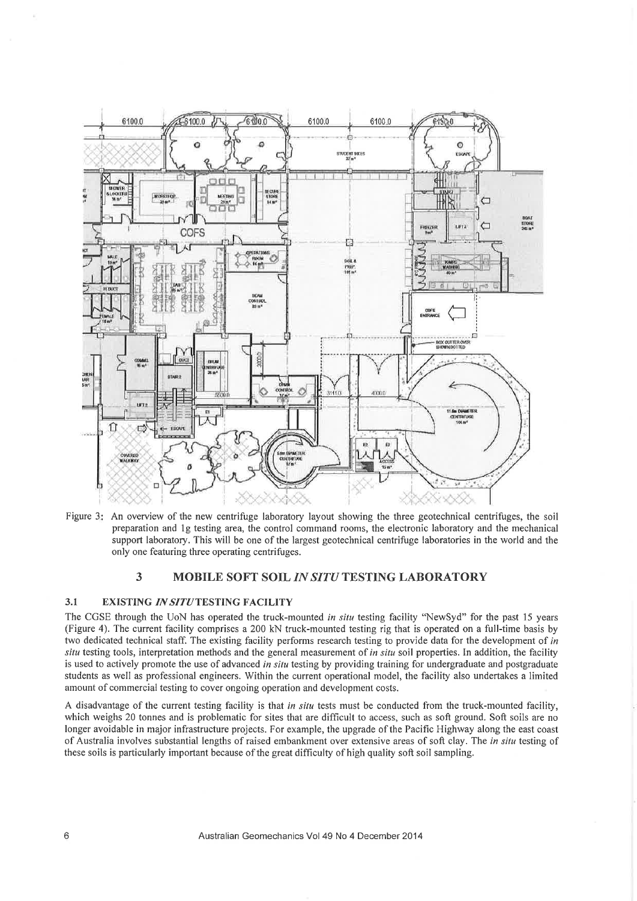Figure 3: An overview of the new centrifuge laboratory layout showing the three geotechnical centrifuges, the soil preparation and 1g testing area, the control command rooms, the electronic laboratory and the mechanical support laboratory. This will be one of the largest geotechnical centrifuge laboratories in the world and the only one featuring three operating centrifuges.

## 3 MOBILE SOFT SOIL *IN SITU* TESTING LABORATORY

### 3.1 EXISTING *IN SITU* TESTING FACILITY

The CGSE through the UoN has operated the truck-mounted *in situ* testing facility "NewSyd" for the past 15 years (Figure 4). The current facility comprises a 200 kN truck-mounted testing rig that is operated on a full-time basis by two dedicated technical staff. The existing facility performs research testing to provide data for the development of *in situ* testing tools, interpretation methods and the general measurement of *in situ* soil properties. In addition, the facility is used to actively promote the use of advanced *in situ* testing by providing training for undergraduate and postgraduate students as well as professional engineers. Within the current operational model, the facility also undertakes a limited amount of commercial testing to cover ongoing operation and development costs.

A disadvantage of the current testing facility is that *in situ* tests must be conducted from the truck-mounted facility, which weighs 20 tonnes and is problematic for sites that are difficult to access, such as soft ground. Soft soils are no longer avoidable in major infrastructure projects. For example, the upgrade of the Pacific Highway along the east coast of Australia involves substantial lengths of raised embankment over extensive areas of soft clay. The *in situ* testing of these soils is particularly important because of the great difficulty of high quality soft soil sampling.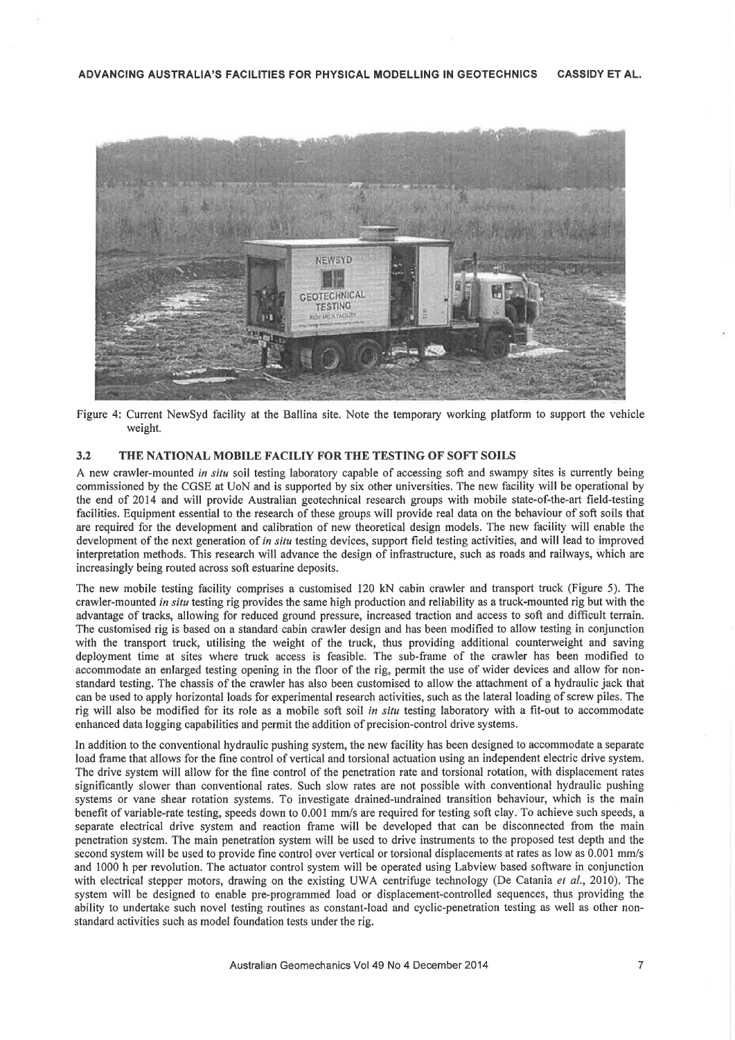Figure 4: Current NewSyd facility at the Ballina site. Note the temporary working platform to support the vehicle weight.

### 3.2 THE NATIONAL MOBILE FACILIY FOR THE TESTING OF SOFT SOILS

A new crawler-mounted *in situ* soil testing laboratory capable of accessing soft and swampy sites is currently being commissioned by the CGSE at UoN and is supported by six other universities. The new facility will be operational by the end of 2014 and will provide Australian geotechnical research groups with mobile state-of-the-art field-testing facilities. Equipment essential to the research of these groups will provide real data on the behaviour of soft soils that are required for the development and calibration of new theoretical design models. The new facility will enable the development of the next generation of *in situ* testing devices, support field testing activities, and will lead to improved interpretation methods. This research will advance the design of infrastructure, such as roads and railways, which are increasingly being routed across soft estuarine deposits.

The new mobile testing facility comprises a customised 120 kN cabin crawler and transport truck (Figure 5). The crawler-mounted *in situ* testing rig provides the same high production and reliability as a truck-mounted rig but with the advantage of tracks, allowing for reduced ground pressure, increased traction and access to soft and difficult terrain. The customised rig is based on a standard cabin crawler design and has been modified to allow testing in conjunction with the transport truck, utilising the weight of the truck, thus providing additional counterweight and saving deployment time at sites where truck access is feasible. The sub-frame of the crawler has been modified to accommodate an enlarged testing opening in the floor of the rig, permit the use of wider devices and allow for non-standard testing. The chassis of the crawler has also been customised to allow the attachment of a hydraulic jack that can be used to apply horizontal loads for experimental research activities, such as the lateral loading of screw piles. The rig will also be modified for its role as a mobile soft soil *in situ* testing laboratory with a fit-out to accommodate enhanced data logging capabilities and permit the addition of precision-control drive systems.

In addition to the conventional hydraulic pushing system, the new facility has been designed to accommodate a separate load frame that allows for the fine control of vertical and torsional actuation using an independent electric drive system. The drive system will allow for the fine control of the penetration rate and torsional rotation, with displacement rates significantly slower than conventional rates. Such slow rates are not possible with conventional hydraulic pushing systems or vane shear rotation systems. To investigate drained-undrained transition behaviour, which is the main benefit of variable-rate testing, speeds down to 0.001 mm/s are required for testing soft clay. To achieve such speeds, a separate electrical drive system and reaction frame will be developed that can be disconnected from the main penetration system. The main penetration system will be used to drive instruments to the proposed test depth and the second system will be used to provide fine control over vertical or torsional displacements at rates as low as 0.001 mm/s and 1000 h per revolution. The actuator control system will be operated using Labview based software in conjunction with electrical stepper motors, drawing on the existing UWA centrifuge technology (De Catania *et al.*, 2010). The system will be designed to enable pre-programmed load or displacement-controlled sequences, thus providing the ability to undertake such novel testing routines as constant-load and cyclic-penetration testing as well as other non-standard activities such as model foundation tests under the rig.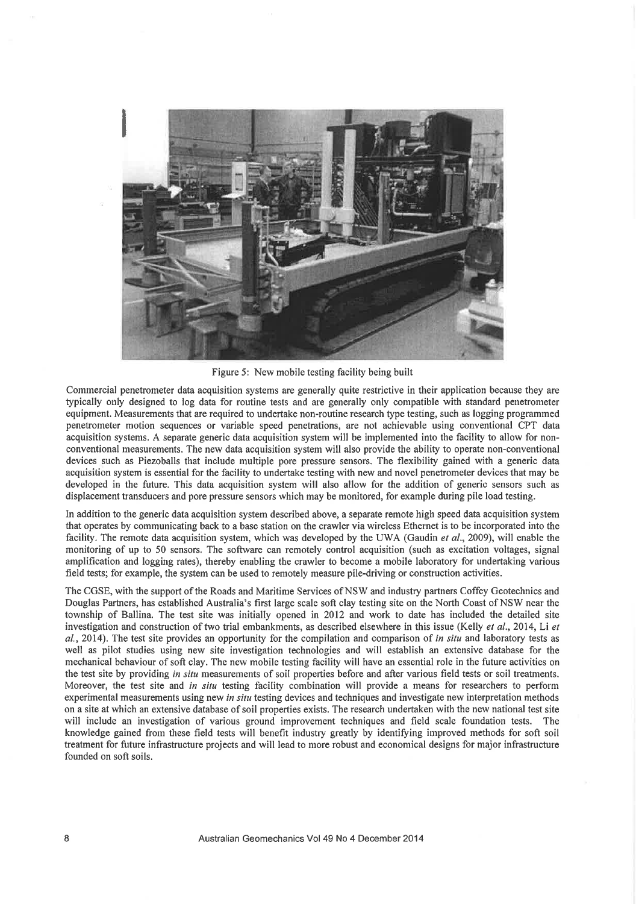Figure 5: New mobile testing facility being built

Commercial penetrometer data acquisition systems are generally quite restrictive in their application because they are typically only designed to log data for routine tests and are generally only compatible with standard penetrometer equipment. Measurements that are required to undertake non-routine research type testing, such as logging programmed penetrometer motion sequences or variable speed penetrations, are not achievable using conventional CPT data acquisition systems. A separate generic data acquisition system will be implemented into the facility to allow for non-conventional measurements. The new data acquisition system will also provide the ability to operate non-conventional devices such as Piezoballs that include multiple pore pressure sensors. The flexibility gained with a generic data acquisition system is essential for the facility to undertake testing with new and novel penetrometer devices that may be developed in the future. This data acquisition system will also allow for the addition of generic sensors such as displacement transducers and pore pressure sensors which may be monitored, for example during pile load testing.

In addition to the generic data acquisition system described above, a separate remote high speed data acquisition system that operates by communicating back to a base station on the crawler via wireless Ethernet is to be incorporated into the facility. The remote data acquisition system, which was developed by the UWA (Gaudin *et al.*, 2009), will enable the monitoring of up to 50 sensors. The software can remotely control acquisition (such as excitation voltages, signal amplification and logging rates), thereby enabling the crawler to become a mobile laboratory for undertaking various field tests; for example, the system can be used to remotely measure pile-driving or construction activities.

The CGSE, with the support of the Roads and Maritime Services of NSW and industry partners Coffey Geotechnics and Douglas Partners, has established Australia's first large scale soft clay testing site on the North Coast of NSW near the township of Ballina. The test site was initially opened in 2012 and work to date has included the detailed site investigation and construction of two trial embankments, as described elsewhere in this issue (Kelly *et al.*, 2014, Li *et al.*, 2014). The test site provides an opportunity for the compilation and comparison of *in situ* and laboratory tests as well as pilot studies using new site investigation technologies and will establish an extensive database for the mechanical behaviour of soft clay. The new mobile testing facility will have an essential role in the future activities on the test site by providing *in situ* measurements of soil properties before and after various field tests or soil treatments. Moreover, the test site and *in situ* testing facility combination will provide a means for researchers to perform experimental measurements using new *in situ* testing devices and techniques and investigate new interpretation methods on a site at which an extensive database of soil properties exists. The research undertaken with the new national test site will include an investigation of various ground improvement techniques and field scale foundation tests. The knowledge gained from these field tests will benefit industry greatly by identifying improved methods for soft soil treatment for future infrastructure projects and will lead to more robust and economical designs for major infrastructure founded on soft soils.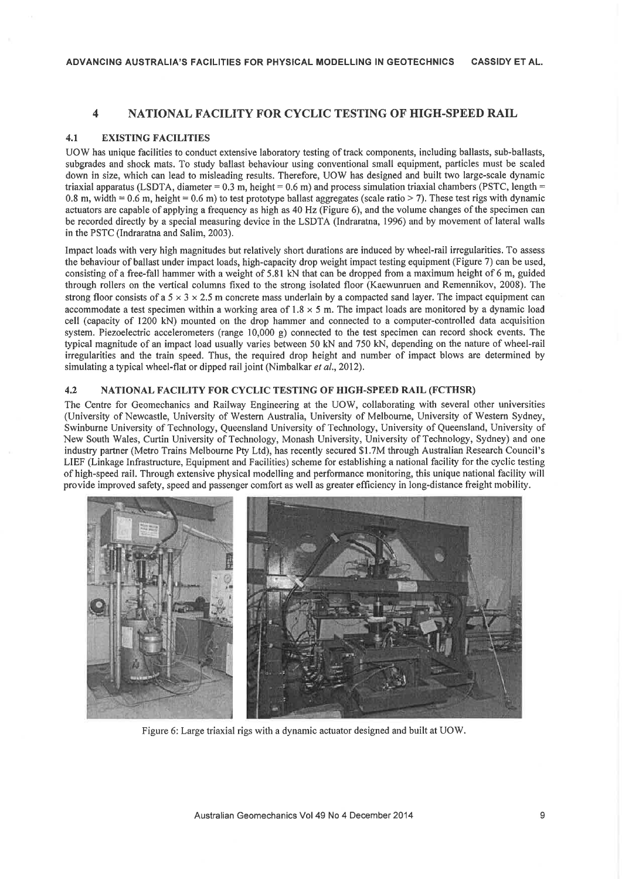## 4 NATIONAL FACILITY FOR CYCLIC TESTING OF HIGH-SPEED RAIL

### 4.1 EXISTING FACILITIES

UOW has unique facilities to conduct extensive laboratory testing of track components, including ballasts, sub-ballasts, subgrades and shock mats. To study ballast behaviour using conventional small equipment, particles must be scaled down in size, which can lead to misleading results. Therefore, UOW has designed and built two large-scale dynamic triaxial apparatus (LSDTA, diameter = 0.3 m, height = 0.6 m) and process simulation triaxial chambers (PSTC, length = 0.8 m, width = 0.6 m, height = 0.6 m) to test prototype ballast aggregates (scale ratio > 7). These test rigs with dynamic actuators are capable of applying a frequency as high as 40 Hz (Figure 6), and the volume changes of the specimen can be recorded directly by a special measuring device in the LSDTA (Indraratna, 1996) and by movement of lateral walls in the PSTC (Indraratna and Salim, 2003).

Impact loads with very high magnitudes but relatively short durations are induced by wheel-rail irregularities. To assess the behaviour of ballast under impact loads, high-capacity drop weight impact testing equipment (Figure 7) can be used, consisting of a free-fall hammer with a weight of 5.81 kN that can be dropped from a maximum height of 6 m, guided through rollers on the vertical columns fixed to the strong isolated floor (Kaewunruen and Remennikov, 2008). The strong floor consists of a 5 × 3 × 2.5 m concrete mass underlain by a compacted sand layer. The impact equipment can accommodate a test specimen within a working area of 1.8 × 5 m. The impact loads are monitored by a dynamic load cell (capacity of 1200 kN) mounted on the drop hammer and connected to a computer-controlled data acquisition system. Piezoelectric accelerometers (range 10,000 g) connected to the test specimen can record shock events. The typical magnitude of an impact load usually varies between 50 kN and 750 kN, depending on the nature of wheel-rail irregularities and the train speed. Thus, the required drop height and number of impact blows are determined by simulating a typical wheel-flat or dipped rail joint (Nimbalkar *et al.*, 2012).

### 4.2 NATIONAL FACILITY FOR CYCLIC TESTING OF HIGH-SPEED RAIL (FCTHSR)

The Centre for Geomechanics and Railway Engineering at the UOW, collaborating with several other universities (University of Newcastle, University of Western Australia, University of Melbourne, University of Western Sydney, Swinburne University of Technology, Queensland University of Technology, University of Queensland, University of New South Wales, Curtin University of Technology, Monash University, University of Technology, Sydney) and one industry partner (Metro Trains Melbourne Pty Ltd), has recently secured $1.7M through Australian Research Council's LIEF (Linkage Infrastructure, Equipment and Facilities) scheme for establishing a national facility for the cyclic testing of high-speed rail. Through extensive physical modelling and performance monitoring, this unique national facility will provide improved safety, speed and passenger comfort as well as greater efficiency in long-distance freight mobility.

Figure 6: Large triaxial rigs with a dynamic actuator designed and built at UOW.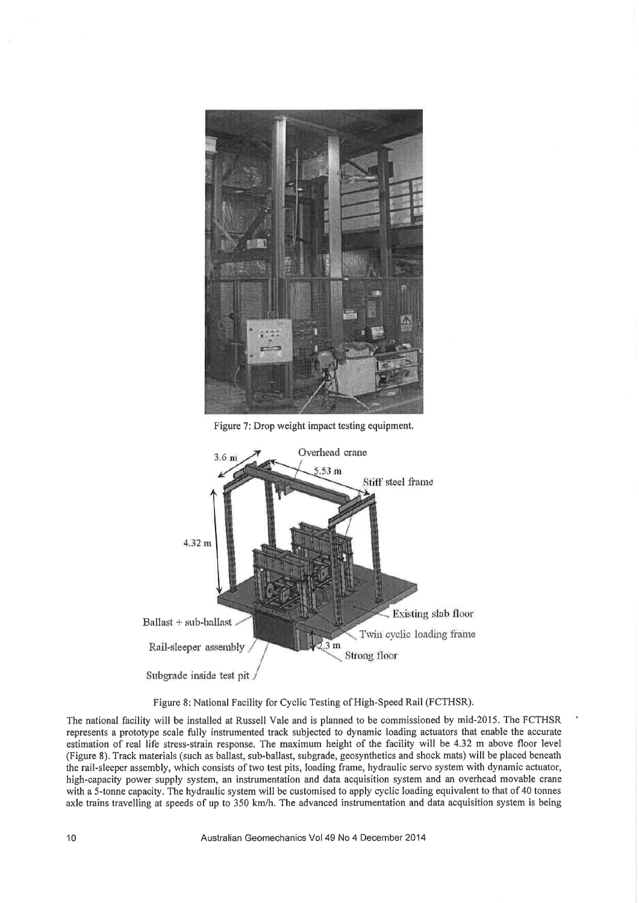Figure 7: Drop weight impact testing equipment.

Figure 8: National Facility for Cyclic Testing of High-Speed Rail (FCTHSR).

The national facility will be installed at Russell Vale and is planned to be commissioned by mid-2015. The FCTHSR represents a prototype scale fully instrumented track subjected to dynamic loading actuators that enable the accurate estimation of real life stress-strain response. The maximum height of the facility will be 4.32 m above floor level (Figure 8). Track materials (such as ballast, sub-ballast, subgrade, geosynthetics and shock mats) will be placed beneath the rail-sleeper assembly, which consists of two test pits, loading frame, hydraulic servo system with dynamic actuator, high-capacity power supply system, an instrumentation and data acquisition system and an overhead movable crane with a 5-tonne capacity. The hydraulic system will be customised to apply cyclic loading equivalent to that of 40 tonnes axle trains travelling at speeds of up to 350 km/h. The advanced instrumentation and data acquisition system is being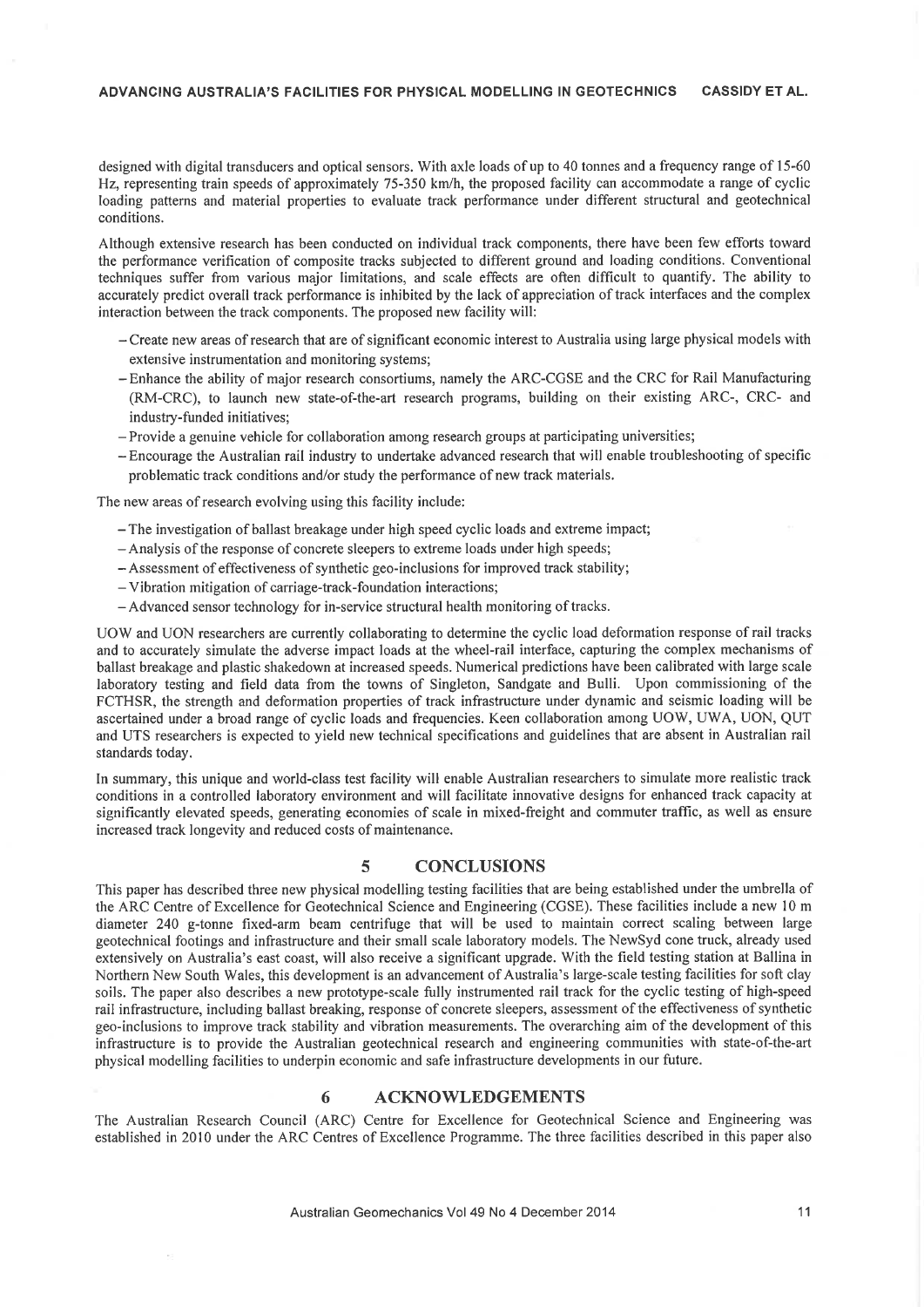designed with digital transducers and optical sensors. With axle loads of up to 40 tonnes and a frequency range of 15-60 Hz, representing train speeds of approximately 75-350 km/h, the proposed facility can accommodate a range of cyclic loading patterns and material properties to evaluate track performance under different structural and geotechnical conditions.

Although extensive research has been conducted on individual track components, there have been few efforts toward the performance verification of composite tracks subjected to different ground and loading conditions. Conventional techniques suffer from various major limitations, and scale effects are often difficult to quantify. The ability to accurately predict overall track performance is inhibited by the lack of appreciation of track interfaces and the complex interaction between the track components. The proposed new facility will:

- Create new areas of research that are of significant economic interest to Australia using large physical models with extensive instrumentation and monitoring systems;
- Enhance the ability of major research consortiums, namely the ARC-CGSE and the CRC for Rail Manufacturing (RM-CRC), to launch new state-of-the-art research programs, building on their existing ARC-, CRC- and industry-funded initiatives;
- Provide a genuine vehicle for collaboration among research groups at participating universities;
- Encourage the Australian rail industry to undertake advanced research that will enable troubleshooting of specific problematic track conditions and/or study the performance of new track materials.

The new areas of research evolving using this facility include:

- The investigation of ballast breakage under high speed cyclic loads and extreme impact;
- Analysis of the response of concrete sleepers to extreme loads under high speeds;
- Assessment of effectiveness of synthetic geo-inclusions for improved track stability;
- Vibration mitigation of carriage-track-foundation interactions;
- Advanced sensor technology for in-service structural health monitoring of tracks.

UOW and UON researchers are currently collaborating to determine the cyclic load deformation response of rail tracks and to accurately simulate the adverse impact loads at the wheel-rail interface, capturing the complex mechanisms of ballast breakage and plastic shakedown at increased speeds. Numerical predictions have been calibrated with large scale laboratory testing and field data from the towns of Singleton, Sandgate and Bulli. Upon commissioning of the FCTHSR, the strength and deformation properties of track infrastructure under dynamic and seismic loading will be ascertained under a broad range of cyclic loads and frequencies. Keen collaboration among UOW, UWA, UON, QUT and UTS researchers is expected to yield new technical specifications and guidelines that are absent in Australian rail standards today.

In summary, this unique and world-class test facility will enable Australian researchers to simulate more realistic track conditions in a controlled laboratory environment and will facilitate innovative designs for enhanced track capacity at significantly elevated speeds, generating economies of scale in mixed-freight and commuter traffic, as well as ensure increased track longevity and reduced costs of maintenance.

## 5 CONCLUSIONS

This paper has described three new physical modelling testing facilities that are being established under the umbrella of the ARC Centre of Excellence for Geotechnical Science and Engineering (CGSE). These facilities include a new 10 m diameter 240 g-tonne fixed-arm beam centrifuge that will be used to maintain correct scaling between large geotechnical footings and infrastructure and their small scale laboratory models. The NewSyd cone truck, already used extensively on Australia's east coast, will also receive a significant upgrade. With the field testing station at Ballina in Northern New South Wales, this development is an advancement of Australia's large-scale testing facilities for soft clay soils. The paper also describes a new prototype-scale fully instrumented rail track for the cyclic testing of high-speed rail infrastructure, including ballast breaking, response of concrete sleepers, assessment of the effectiveness of synthetic geo-inclusions to improve track stability and vibration measurements. The overarching aim of the development of this infrastructure is to provide the Australian geotechnical research and engineering communities with state-of-the-art physical modelling facilities to underpin economic and safe infrastructure developments in our future.

## 6 ACKNOWLEDGEMENTS

The Australian Research Council (ARC) Centre for Excellence for Geotechnical Science and Engineering was established in 2010 under the ARC Centres of Excellence Programme. The three facilities described in this paper also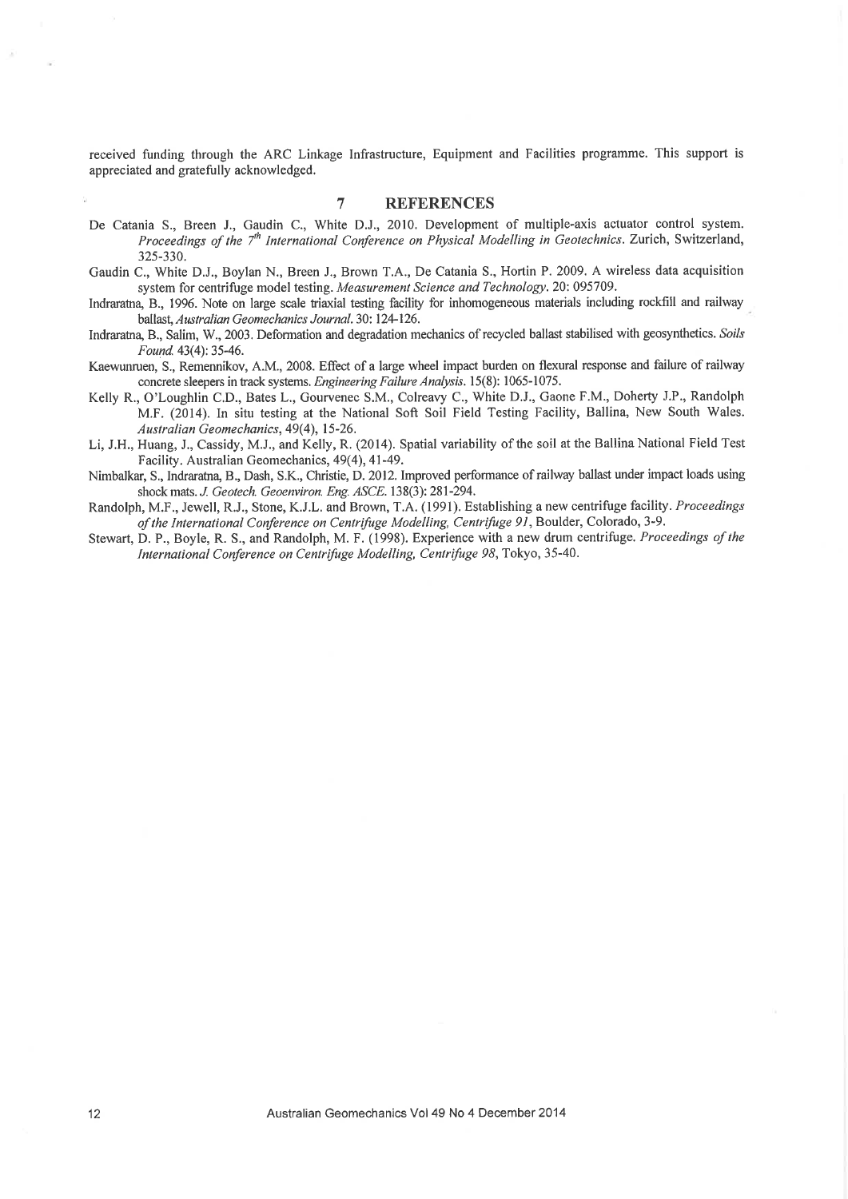received funding through the ARC Linkage Infrastructure, Equipment and Facilities programme. This support is appreciated and gratefully acknowledged.

## 7 REFERENCES

De Catania S., Breen J., Gaudin C., White D.J., 2010. Development of multiple-axis actuator control system. *Proceedings of the 7th International Conference on Physical Modelling in Geotechnics*. Zurich, Switzerland, 325-330.

Gaudin C., White D.J., Boylan N., Breen J., Brown T.A., De Catania S., Hortin P. 2009. A wireless data acquisition system for centrifuge model testing. *Measurement Science and Technology*. 20: 095709.

Indraratna, B., 1996. Note on large scale triaxial testing facility for inhomogeneous materials including rockfill and railway ballast, *Australian Geomechanics Journal*. 30: 124-126.

Indraratna, B., Salim, W., 2003. Deformation and degradation mechanics of recycled ballast stabilised with geosynthetics. *Soils Found.* 43(4): 35-46.

Kaewunruen, S., Remennikov, A.M., 2008. Effect of a large wheel impact burden on flexural response and failure of railway concrete sleepers in track systems. *Engineering Failure Analysis*. 15(8): 1065-1075.

Kelly R., O'Loughlin C.D., Bates L., Gourvenec S.M., Colreavy C., White D.J., Gaone F.M., Doherty J.P., Randolph M.F. (2014). In situ testing at the National Soft Soil Field Testing Facility, Ballina, New South Wales. *Australian Geomechanics*, 49(4), 15-26.

Li, J.H., Huang, J., Cassidy, M.J., and Kelly, R. (2014). Spatial variability of the soil at the Ballina National Field Test Facility. Australian Geomechanics, 49(4), 41-49.

Nimbalkar, S., Indraratna, B., Dash, S.K., Christie, D. 2012. Improved performance of railway ballast under impact loads using shock mats. *J. Geotech. Geoenviron. Eng. ASCE*. 138(3): 281-294.

Randolph, M.F., Jewell, R.J., Stone, K.J.L. and Brown, T.A. (1991). Establishing a new centrifuge facility. *Proceedings of the International Conference on Centrifuge Modelling, Centrifuge 91*, Boulder, Colorado, 3-9.

Stewart, D. P., Boyle, R. S., and Randolph, M. F. (1998). Experience with a new drum centrifuge. *Proceedings of the International Conference on Centrifuge Modelling, Centrifuge 98*, Tokyo, 35-40.